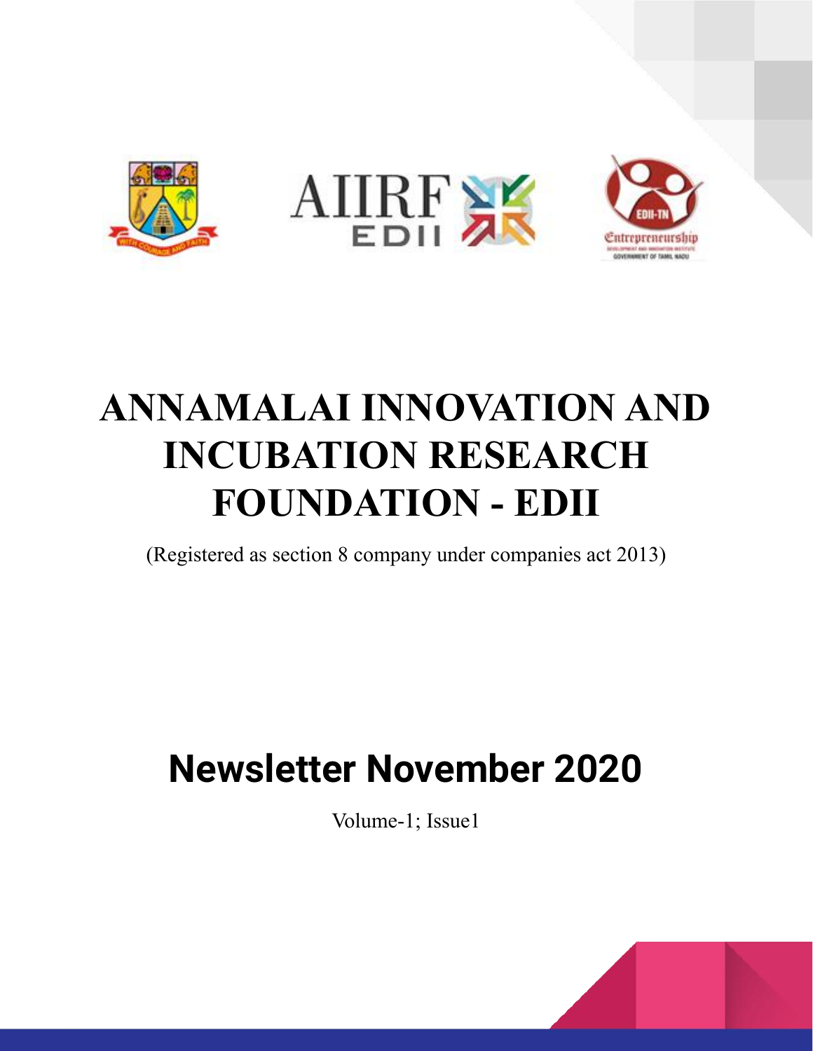# ANNAMALAI INNOVATION AND INCUBATION RESEARCH FOUNDATION - EDII

(Registered as section 8 company under companies act 2013)

## Newsletter November 2020

Volume-1; Issue1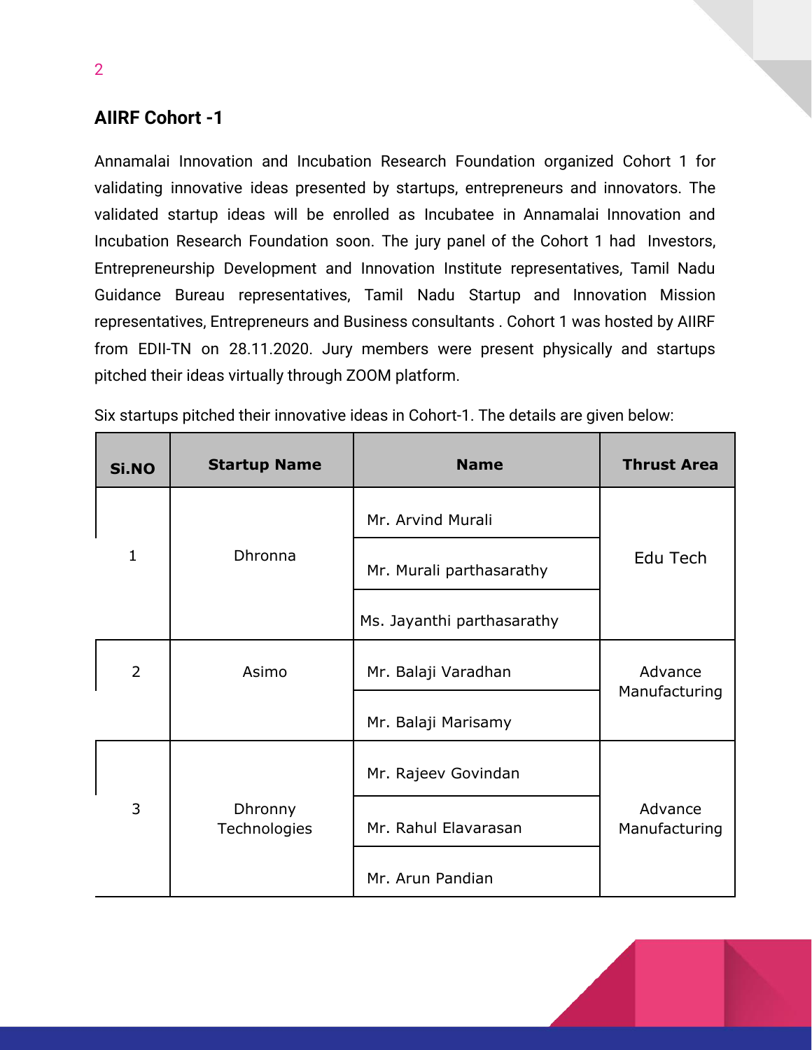## AIIRF Cohort -1

Annamalai Innovation and Incubation Research Foundation organized Cohort 1 for validating innovative ideas presented by startups, entrepreneurs and innovators. The validated startup ideas will be enrolled as Incubatee in Annamalai Innovation and Incubation Research Foundation soon. The jury panel of the Cohort 1 had Investors, Entrepreneurship Development and Innovation Institute representatives, Tamil Nadu Guidance Bureau representatives, Tamil Nadu Startup and Innovation Mission representatives, Entrepreneurs and Business consultants . Cohort 1 was hosted by AIIRF from EDII-TN on 28.11.2020. Jury members were present physically and startups pitched their ideas virtually through ZOOM platform.

Six startups pitched their innovative ideas in Cohort-1. The details are given below:

| Si.NO | Startup Name | Name | Thrust Area |
|---|---|---|---|
| 1 | Dhronna | Mr. Arvind Murali | Edu Tech |
| | | Mr. Murali parthasarathy | |
| | | Ms. Jayanthi parthasarathy | |
| 2 | Asimo | Mr. Balaji Varadhan | Advance Manufacturing |
| | | Mr. Balaji Marisamy | |
| 3 | Dhronny Technologies | Mr. Rajeev Govindan | Advance Manufacturing |
| | | Mr. Rahul Elavarasan | |
| | | Mr. Arun Pandian | |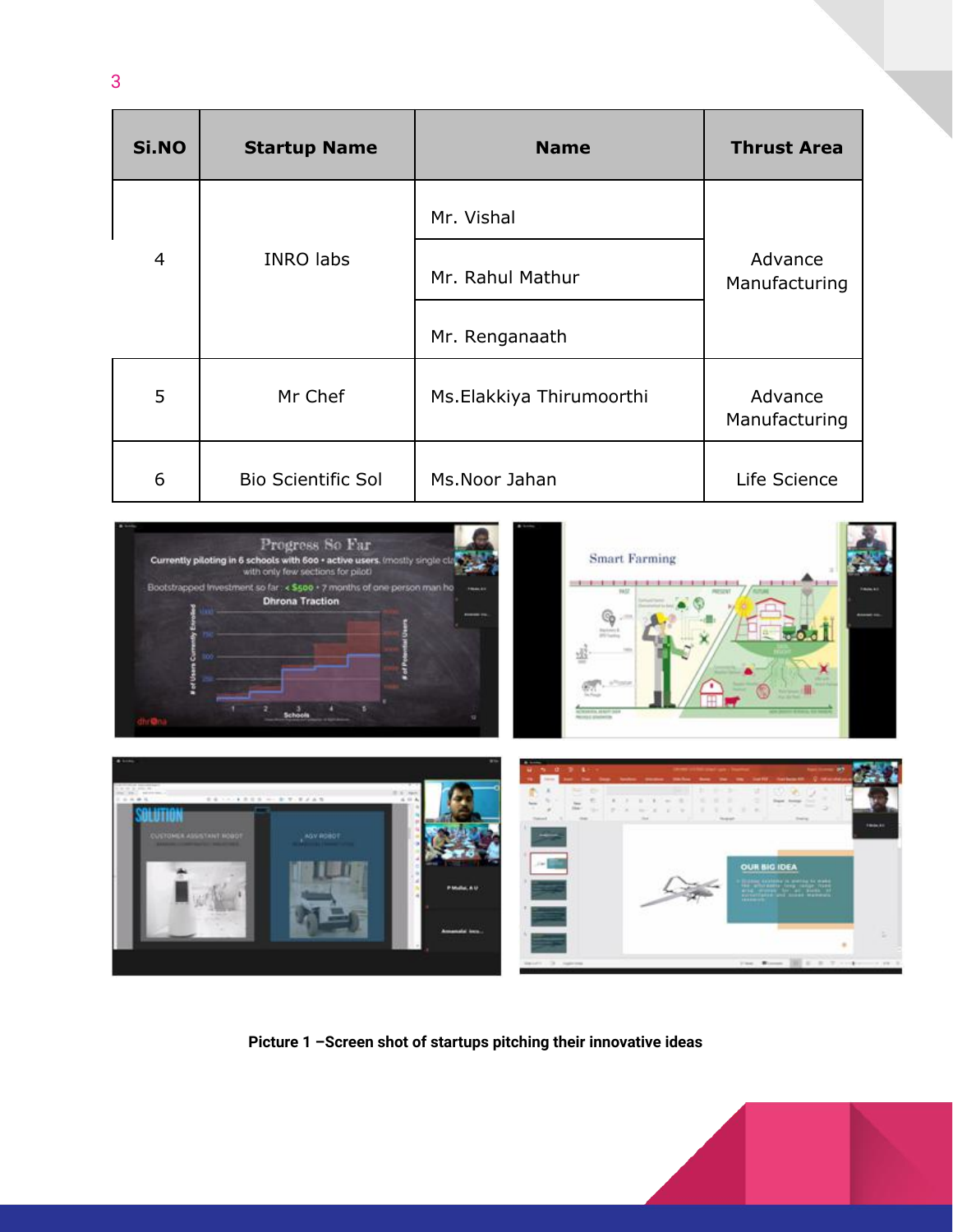| Si.NO | Startup Name | Name | Thrust Area |
|---|---|---|---|
| 4 | INRO labs | Mr. Vishal | Advance Manufacturing |
| | | Mr. Rahul Mathur | |
| | | Mr. Renganaath | |
| 5 | Mr Chef | Ms.Elakkiya Thirumoorthi | Advance Manufacturing |
| 6 | Bio Scientific Sol | Ms.Noor Jahan | Life Science |

**Picture 1 –Screen shot of startups pitching their innovative ideas**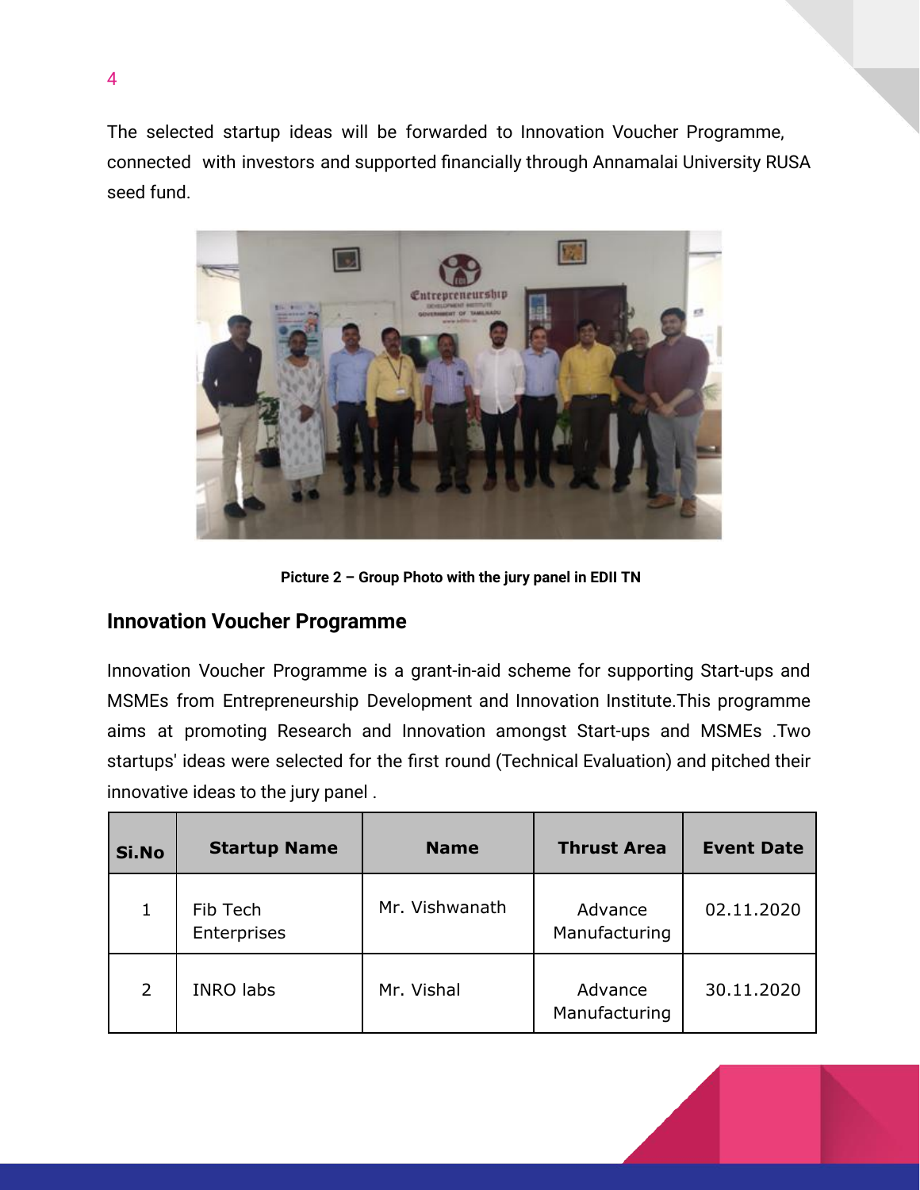The selected startup ideas will be forwarded to Innovation Voucher Programme, connected with investors and supported financially through Annamalai University RUSA seed fund.

**Picture 2 – Group Photo with the jury panel in EDII TN**

## Innovation Voucher Programme

Innovation Voucher Programme is a grant-in-aid scheme for supporting Start-ups and MSMEs from Entrepreneurship Development and Innovation Institute.This programme aims at promoting Research and Innovation amongst Start-ups and MSMEs .Two startups' ideas were selected for the first round (Technical Evaluation) and pitched their innovative ideas to the jury panel .

| Si.No | Startup Name | Name | Thrust Area | Event Date |
|---|---|---|---|---|
| 1 | Fib Tech Enterprises | Mr. Vishwanath | Advance Manufacturing | 02.11.2020 |
| 2 | INRO labs | Mr. Vishal | Advance Manufacturing | 30.11.2020 |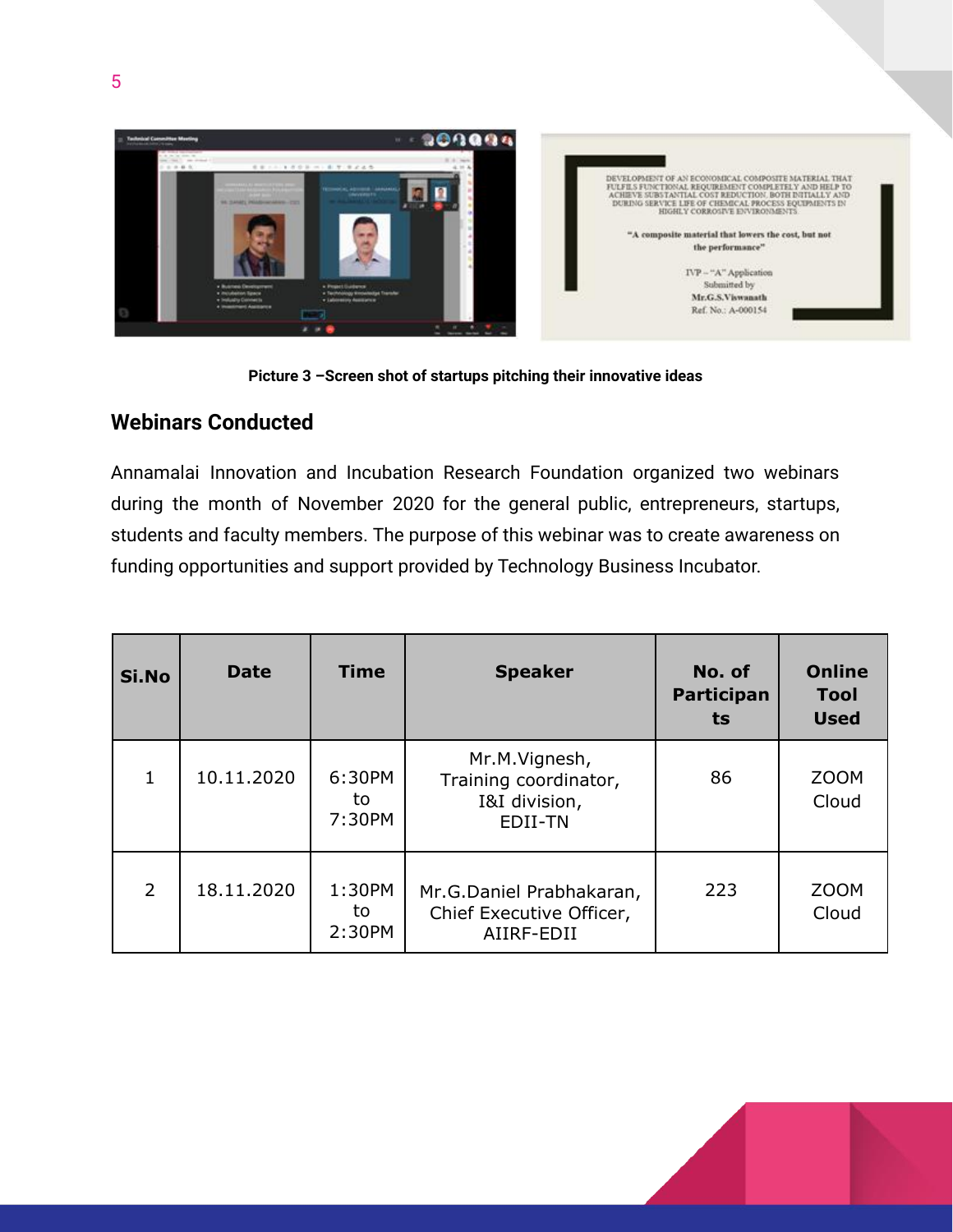Picture 3 –Screen shot of startups pitching their innovative ideas

## Webinars Conducted

Annamalai Innovation and Incubation Research Foundation organized two webinars during the month of November 2020 for the general public, entrepreneurs, startups, students and faculty members. The purpose of this webinar was to create awareness on funding opportunities and support provided by Technology Business Incubator.

| Si.No | Date | Time | Speaker | No. of Participants | Online Tool Used |
|---|---|---|---|---|---|
| 1 | 10.11.2020 | 6:30PM to 7:30PM | Mr.M.Vignesh, Training coordinator, I&I division, EDII-TN | 86 | ZOOM Cloud |
| 2 | 18.11.2020 | 1:30PM to 2:30PM | Mr.G.Daniel Prabhakaran, Chief Executive Officer, AIIRF-EDII | 223 | ZOOM Cloud |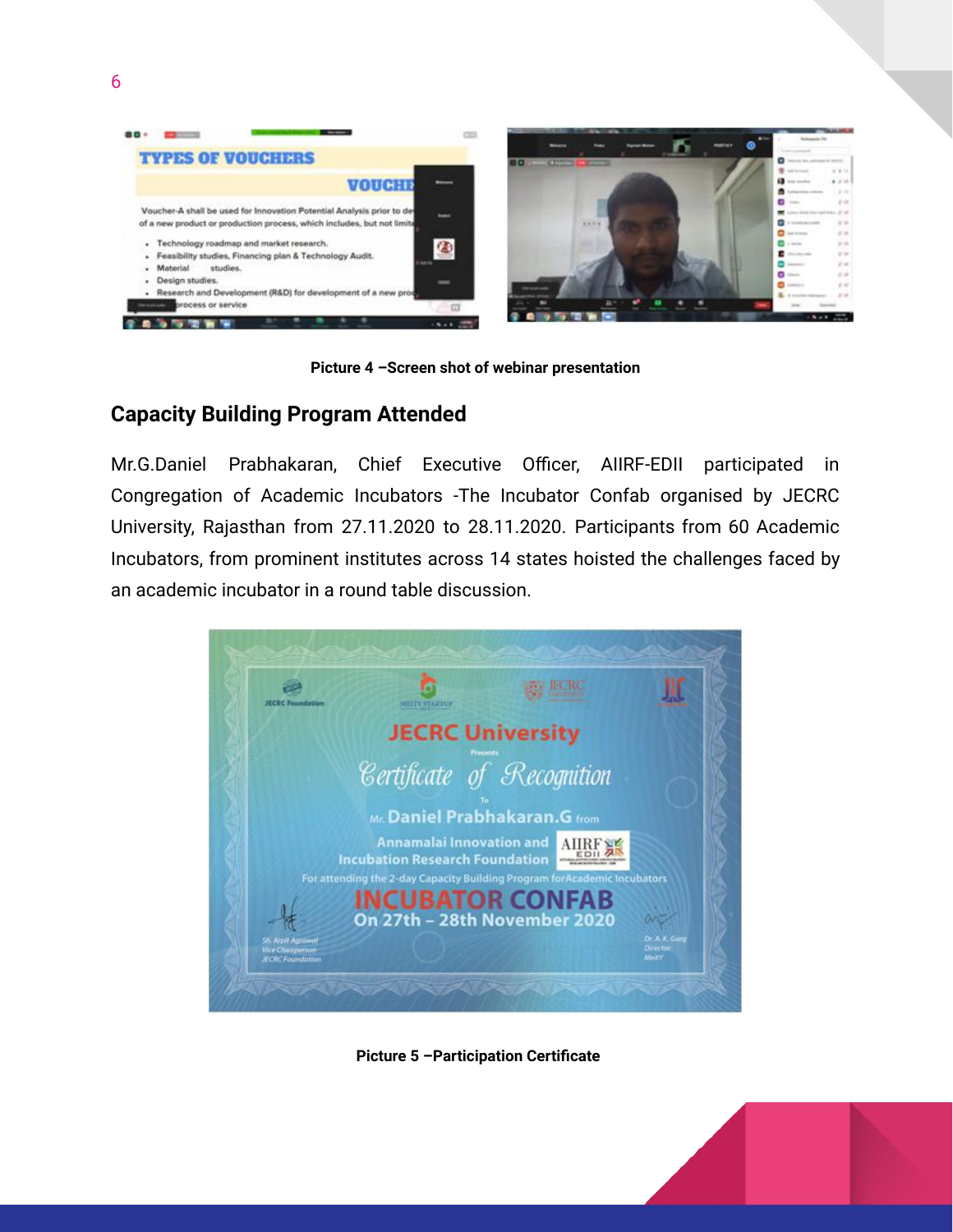Picture 4 –Screen shot of webinar presentation

## Capacity Building Program Attended

Mr.G.Daniel Prabhakaran, Chief Executive Officer, AIIRF-EDII participated in Congregation of Academic Incubators -The Incubator Confab organised by JECRC University, Rajasthan from 27.11.2020 to 28.11.2020. Participants from 60 Academic Incubators, from prominent institutes across 14 states hoisted the challenges faced by an academic incubator in a round table discussion.

Picture 5 –Participation Certificate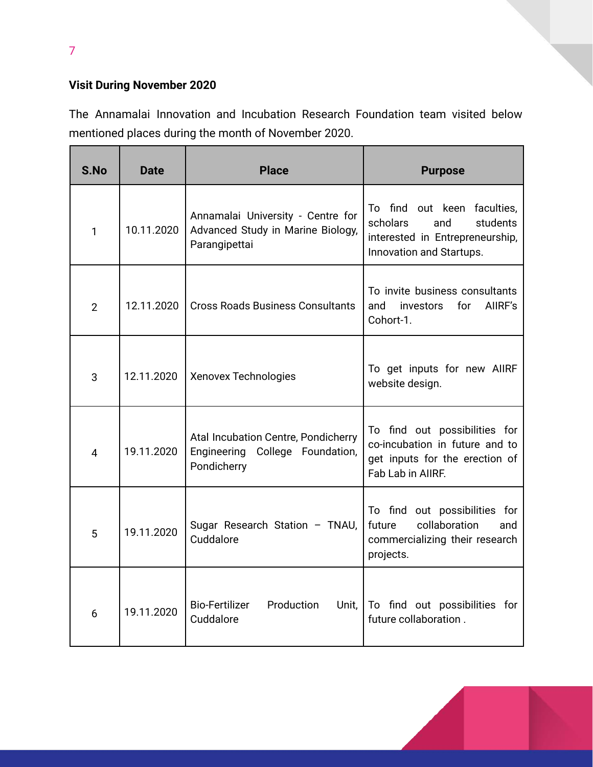**Visit During November 2020**

The Annamalai Innovation and Incubation Research Foundation team visited below mentioned places during the month of November 2020.

| S.No | Date | Place | Purpose |
|---|---|---|---|
| 1 | 10.11.2020 | Annamalai University - Centre for Advanced Study in Marine Biology, Parangipettai | To find out keen faculties, scholars and students interested in Entrepreneurship, Innovation and Startups. |
| 2 | 12.11.2020 | Cross Roads Business Consultants | To invite business consultants and investors for AIIRF's Cohort-1. |
| 3 | 12.11.2020 | Xenovex Technologies | To get inputs for new AIIRF website design. |
| 4 | 19.11.2020 | Atal Incubation Centre, Pondicherry Engineering College Foundation, Pondicherry | To find out possibilities for co-incubation in future and to get inputs for the erection of Fab Lab in AIIRF. |
| 5 | 19.11.2020 | Sugar Research Station – TNAU, Cuddalore | To find out possibilities for future collaboration and commercializing their research projects. |
| 6 | 19.11.2020 | Bio-Fertilizer Production Unit, Cuddalore | To find out possibilities for future collaboration . |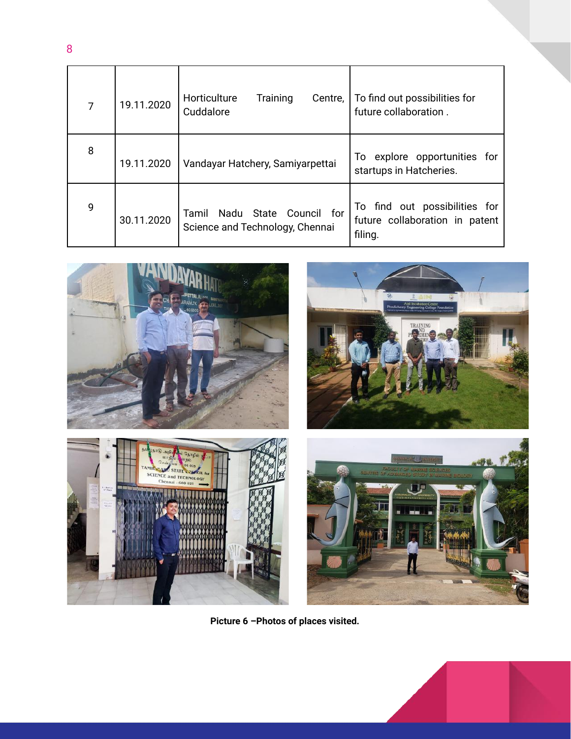| 7 | 19.11.2020 | Horticulture Training Centre, Cuddalore | To find out possibilities for future collaboration . |
|---|---|---|---|
| 8 | 19.11.2020 | Vandayar Hatchery, Samiyarpettai | To explore opportunities for startups in Hatcheries. |
| 9 | 30.11.2020 | Tamil Nadu State Council for Science and Technology, Chennai | To find out possibilities for future collaboration in patent filing. |

**Picture 6 –Photos of places visited.**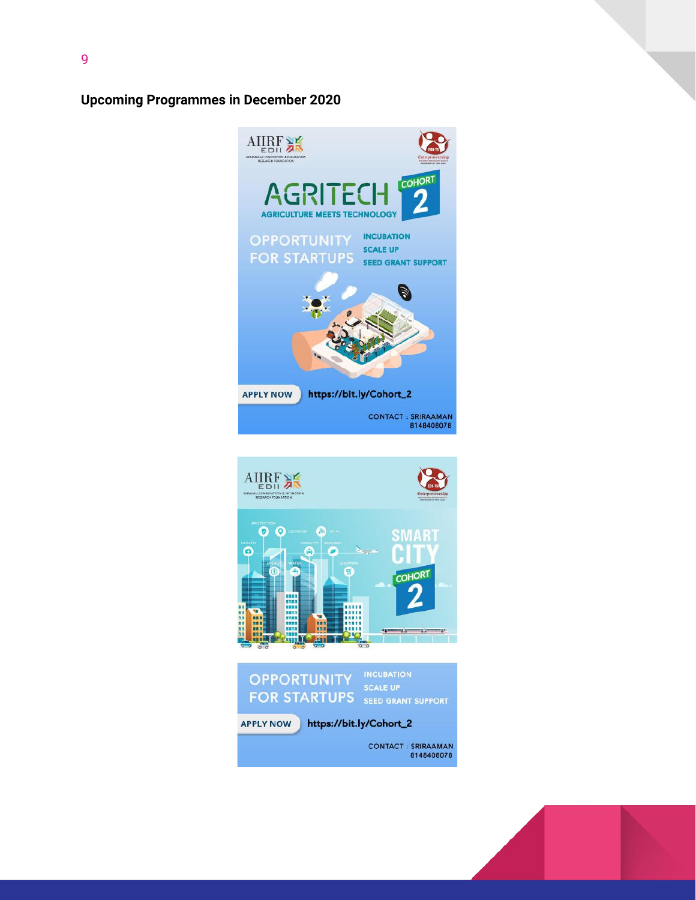**Upcoming Programmes in December 2020**

AIIRF EDII
ANNAMALAI INNOVATION & INCUBATION RESEARCH FOUNDATION

AGRITECH COHORT 2

AGRICULTURE MEETS TECHNOLOGY

OPPORTUNITY FOR STARTUPS

- INCUBATION
- SCALE UP
- SEED GRANT SUPPORT

APPLY NOW https://bit.ly/Cohort_2

CONTACT : SRIRAAMAN 8148408078

AIIRF EDII
ANNAMALAI INNOVATION & INCUBATION RESEARCH FOUNDATION

SMART CITY COHORT 2

OPPORTUNITY FOR STARTUPS

- INCUBATION
- SCALE UP
- SEED GRANT SUPPORT

APPLY NOW https://bit.ly/Cohort_2

CONTACT : SRIRAAMAN 8148408078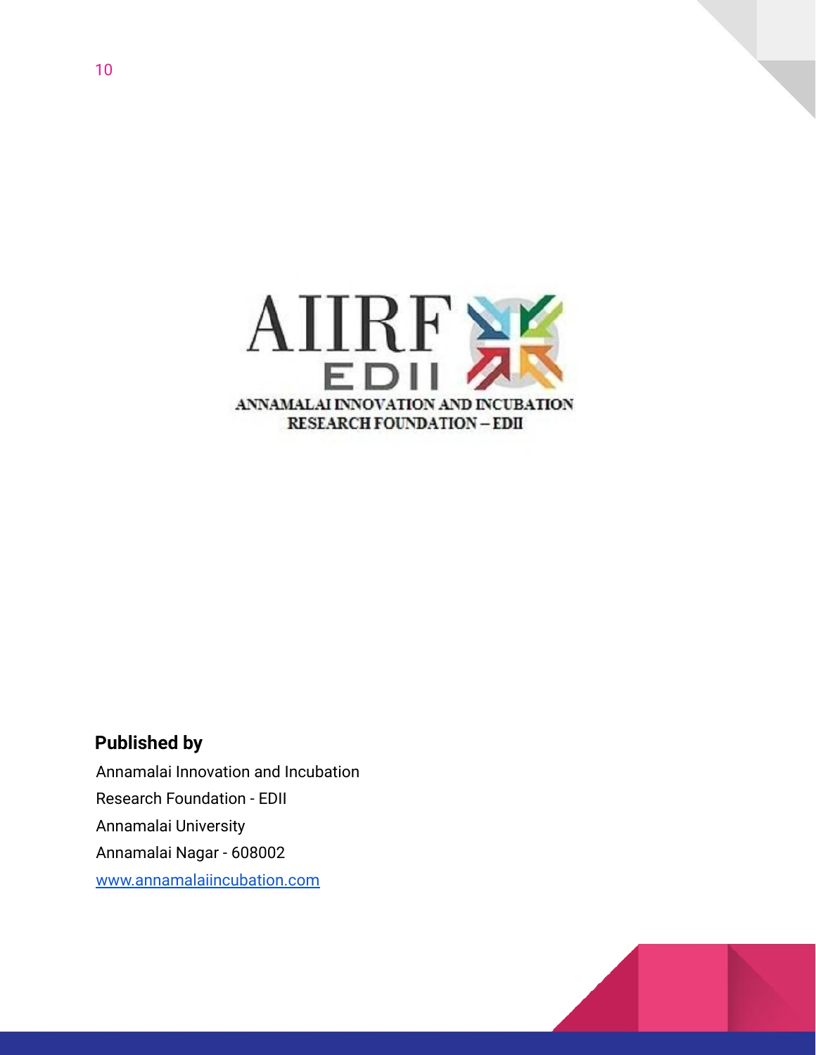AIIRF

EDII

ANNAMALAI INNOVATION AND INCUBATION RESEARCH FOUNDATION – EDII

**Published by**

Annamalai Innovation and Incubation

Research Foundation - EDII

Annamalai University

Annamalai Nagar - 608002

www.annamalaiincubation.com